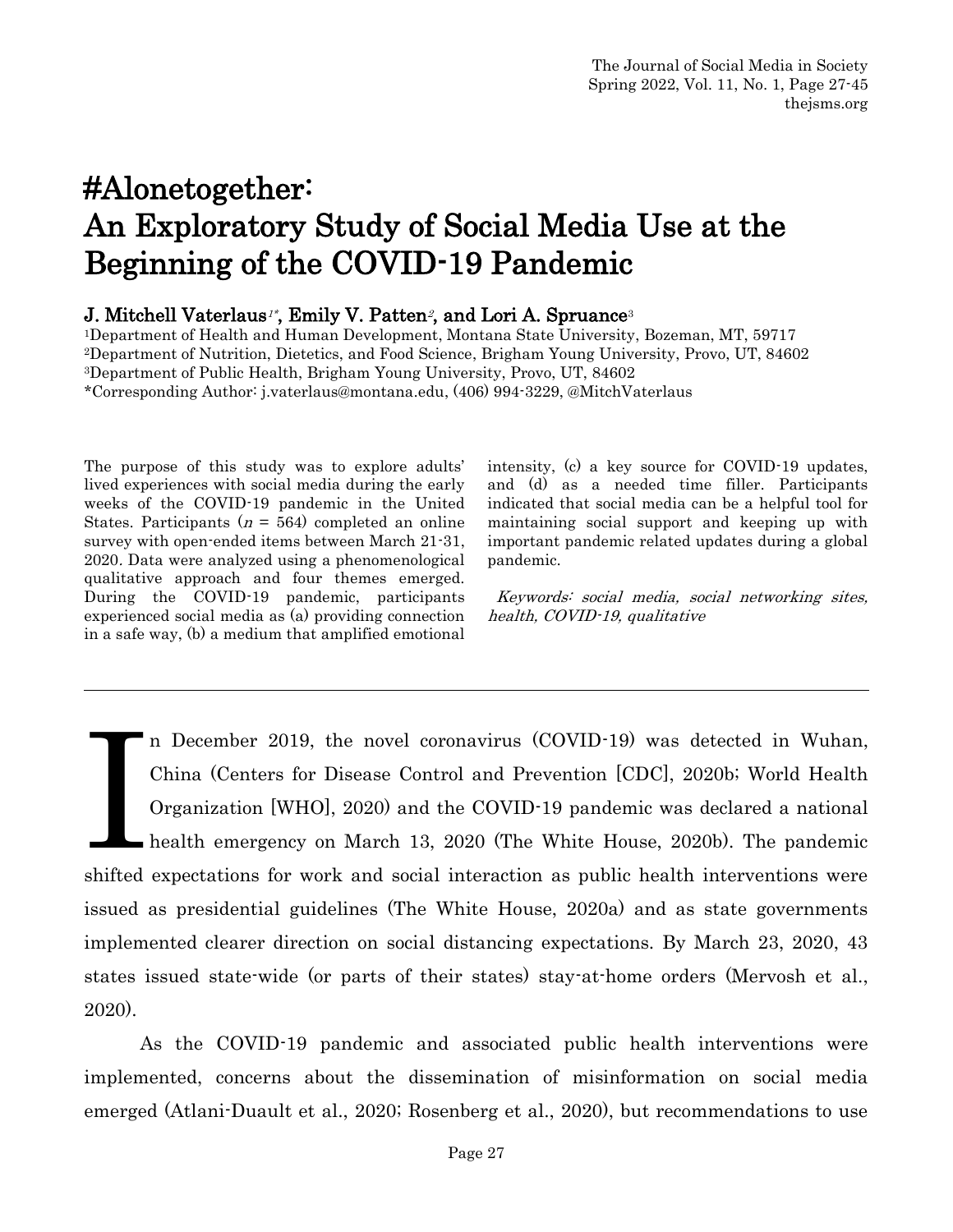# #Alonetogether: An Exploratory Study of Social Media Use at the Beginning of the COVID-19 Pandemic

**J. Mitchell Vaterlaus[1*], Emily V. Patten[2], and Lori A. Spruance[3]**

[1]Department of Health and Human Development, Montana State University, Bozeman, MT, 59717
[2]Department of Nutrition, Dietetics, and Food Science, Brigham Young University, Provo, UT, 84602
[3]Department of Public Health, Brigham Young University, Provo, UT, 84602
*Corresponding Author: j.vaterlaus@montana.edu, (406) 994-3229, @MitchVaterlaus

The purpose of this study was to explore adults' lived experiences with social media during the early weeks of the COVID-19 pandemic in the United States. Participants ($n$ = 564) completed an online survey with open-ended items between March 21-31, 2020. Data were analyzed using a phenomenological qualitative approach and four themes emerged. During the COVID-19 pandemic, participants experienced social media as (a) providing connection in a safe way, (b) a medium that amplified emotional intensity, (c) a key source for COVID-19 updates, and (d) as a needed time filler. Participants indicated that social media can be a helpful tool for maintaining social support and keeping up with important pandemic related updates during a global pandemic.

*Keywords: social media, social networking sites, health, COVID-19, qualitative*

---

In December 2019, the novel coronavirus (COVID-19) was detected in Wuhan, China (Centers for Disease Control and Prevention [CDC], 2020b; World Health Organization [WHO], 2020) and the COVID-19 pandemic was declared a national health emergency on March 13, 2020 (The White House, 2020b). The pandemic shifted expectations for work and social interaction as public health interventions were issued as presidential guidelines (The White House, 2020a) and as state governments implemented clearer direction on social distancing expectations. By March 23, 2020, 43 states issued state-wide (or parts of their states) stay-at-home orders (Mervosh et al., 2020).

As the COVID-19 pandemic and associated public health interventions were implemented, concerns about the dissemination of misinformation on social media emerged (Atlani-Duault et al., 2020; Rosenberg et al., 2020), but recommendations to use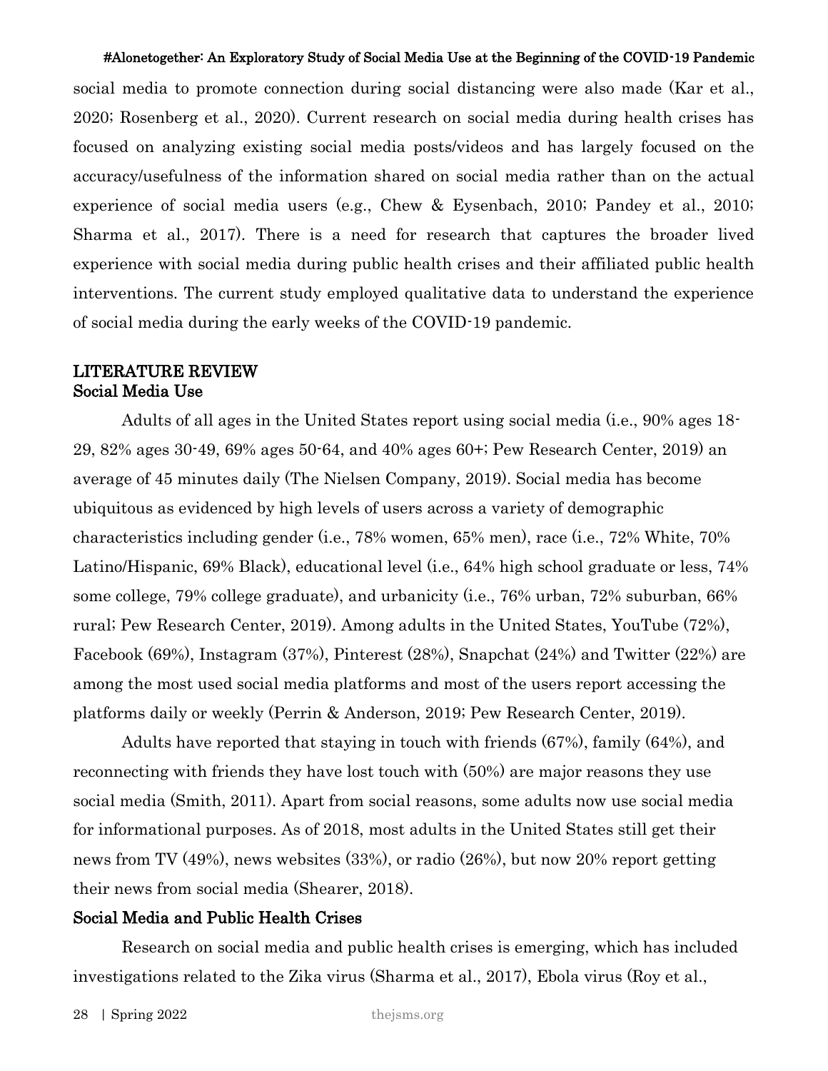social media to promote connection during social distancing were also made (Kar et al., 2020; Rosenberg et al., 2020). Current research on social media during health crises has focused on analyzing existing social media posts/videos and has largely focused on the accuracy/usefulness of the information shared on social media rather than on the actual experience of social media users (e.g., Chew & Eysenbach, 2010; Pandey et al., 2010; Sharma et al., 2017). There is a need for research that captures the broader lived experience with social media during public health crises and their affiliated public health interventions. The current study employed qualitative data to understand the experience of social media during the early weeks of the COVID-19 pandemic.

## LITERATURE REVIEW

### Social Media Use

Adults of all ages in the United States report using social media (i.e., 90% ages 18-29, 82% ages 30-49, 69% ages 50-64, and 40% ages 60+; Pew Research Center, 2019) an average of 45 minutes daily (The Nielsen Company, 2019). Social media has become ubiquitous as evidenced by high levels of users across a variety of demographic characteristics including gender (i.e., 78% women, 65% men), race (i.e., 72% White, 70% Latino/Hispanic, 69% Black), educational level (i.e., 64% high school graduate or less, 74% some college, 79% college graduate), and urbanicity (i.e., 76% urban, 72% suburban, 66% rural; Pew Research Center, 2019). Among adults in the United States, YouTube (72%), Facebook (69%), Instagram (37%), Pinterest (28%), Snapchat (24%) and Twitter (22%) are among the most used social media platforms and most of the users report accessing the platforms daily or weekly (Perrin & Anderson, 2019; Pew Research Center, 2019).

Adults have reported that staying in touch with friends (67%), family (64%), and reconnecting with friends they have lost touch with (50%) are major reasons they use social media (Smith, 2011). Apart from social reasons, some adults now use social media for informational purposes. As of 2018, most adults in the United States still get their news from TV (49%), news websites (33%), or radio (26%), but now 20% report getting their news from social media (Shearer, 2018).

### Social Media and Public Health Crises

Research on social media and public health crises is emerging, which has included investigations related to the Zika virus (Sharma et al., 2017), Ebola virus (Roy et al.,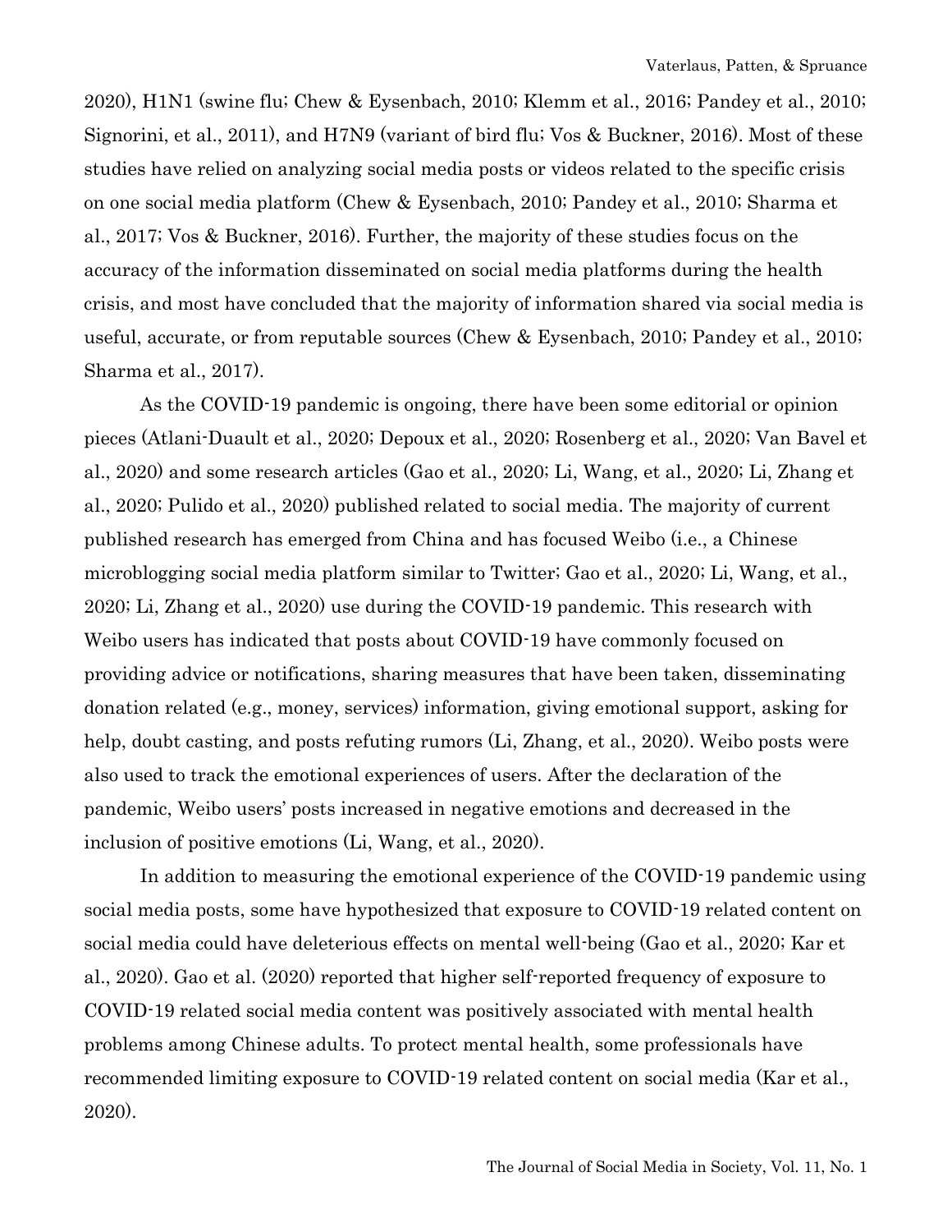2020), H1N1 (swine flu; Chew & Eysenbach, 2010; Klemm et al., 2016; Pandey et al., 2010; Signorini, et al., 2011), and H7N9 (variant of bird flu; Vos & Buckner, 2016). Most of these studies have relied on analyzing social media posts or videos related to the specific crisis on one social media platform (Chew & Eysenbach, 2010; Pandey et al., 2010; Sharma et al., 2017; Vos & Buckner, 2016). Further, the majority of these studies focus on the accuracy of the information disseminated on social media platforms during the health crisis, and most have concluded that the majority of information shared via social media is useful, accurate, or from reputable sources (Chew & Eysenbach, 2010; Pandey et al., 2010; Sharma et al., 2017).

As the COVID-19 pandemic is ongoing, there have been some editorial or opinion pieces (Atlani-Duault et al., 2020; Depoux et al., 2020; Rosenberg et al., 2020; Van Bavel et al., 2020) and some research articles (Gao et al., 2020; Li, Wang, et al., 2020; Li, Zhang et al., 2020; Pulido et al., 2020) published related to social media. The majority of current published research has emerged from China and has focused Weibo (i.e., a Chinese microblogging social media platform similar to Twitter; Gao et al., 2020; Li, Wang, et al., 2020; Li, Zhang et al., 2020) use during the COVID-19 pandemic. This research with Weibo users has indicated that posts about COVID-19 have commonly focused on providing advice or notifications, sharing measures that have been taken, disseminating donation related (e.g., money, services) information, giving emotional support, asking for help, doubt casting, and posts refuting rumors (Li, Zhang, et al., 2020). Weibo posts were also used to track the emotional experiences of users. After the declaration of the pandemic, Weibo users' posts increased in negative emotions and decreased in the inclusion of positive emotions (Li, Wang, et al., 2020).

In addition to measuring the emotional experience of the COVID-19 pandemic using social media posts, some have hypothesized that exposure to COVID-19 related content on social media could have deleterious effects on mental well-being (Gao et al., 2020; Kar et al., 2020). Gao et al. (2020) reported that higher self-reported frequency of exposure to COVID-19 related social media content was positively associated with mental health problems among Chinese adults. To protect mental health, some professionals have recommended limiting exposure to COVID-19 related content on social media (Kar et al., 2020).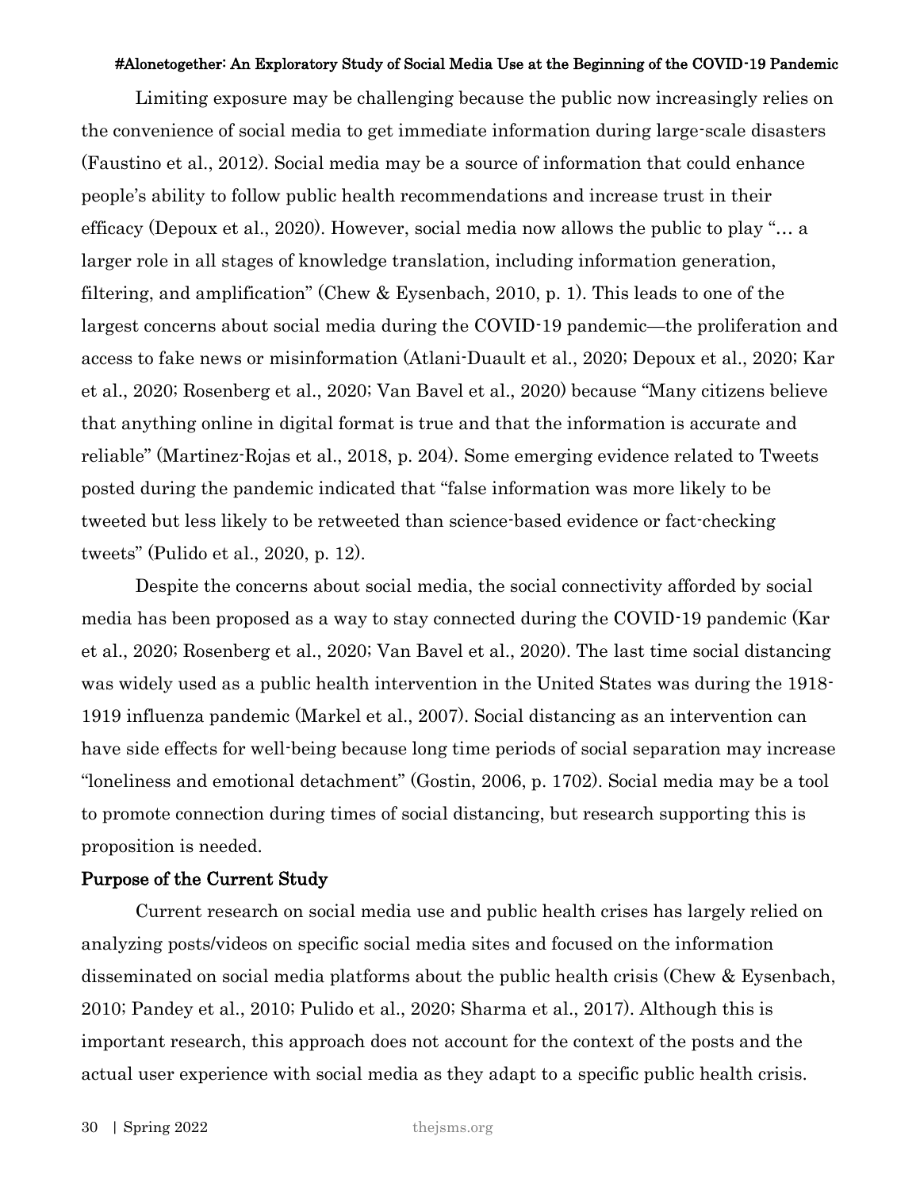Limiting exposure may be challenging because the public now increasingly relies on the convenience of social media to get immediate information during large-scale disasters (Faustino et al., 2012). Social media may be a source of information that could enhance people's ability to follow public health recommendations and increase trust in their efficacy (Depoux et al., 2020). However, social media now allows the public to play "… a larger role in all stages of knowledge translation, including information generation, filtering, and amplification" (Chew & Eysenbach, 2010, p. 1). This leads to one of the largest concerns about social media during the COVID-19 pandemic—the proliferation and access to fake news or misinformation (Atlani-Duault et al., 2020; Depoux et al., 2020; Kar et al., 2020; Rosenberg et al., 2020; Van Bavel et al., 2020) because "Many citizens believe that anything online in digital format is true and that the information is accurate and reliable" (Martinez-Rojas et al., 2018, p. 204). Some emerging evidence related to Tweets posted during the pandemic indicated that "false information was more likely to be tweeted but less likely to be retweeted than science-based evidence or fact-checking tweets" (Pulido et al., 2020, p. 12).

Despite the concerns about social media, the social connectivity afforded by social media has been proposed as a way to stay connected during the COVID-19 pandemic (Kar et al., 2020; Rosenberg et al., 2020; Van Bavel et al., 2020). The last time social distancing was widely used as a public health intervention in the United States was during the 1918-1919 influenza pandemic (Markel et al., 2007). Social distancing as an intervention can have side effects for well-being because long time periods of social separation may increase "loneliness and emotional detachment" (Gostin, 2006, p. 1702). Social media may be a tool to promote connection during times of social distancing, but research supporting this is proposition is needed.

## Purpose of the Current Study

Current research on social media use and public health crises has largely relied on analyzing posts/videos on specific social media sites and focused on the information disseminated on social media platforms about the public health crisis (Chew & Eysenbach, 2010; Pandey et al., 2010; Pulido et al., 2020; Sharma et al., 2017). Although this is important research, this approach does not account for the context of the posts and the actual user experience with social media as they adapt to a specific public health crisis.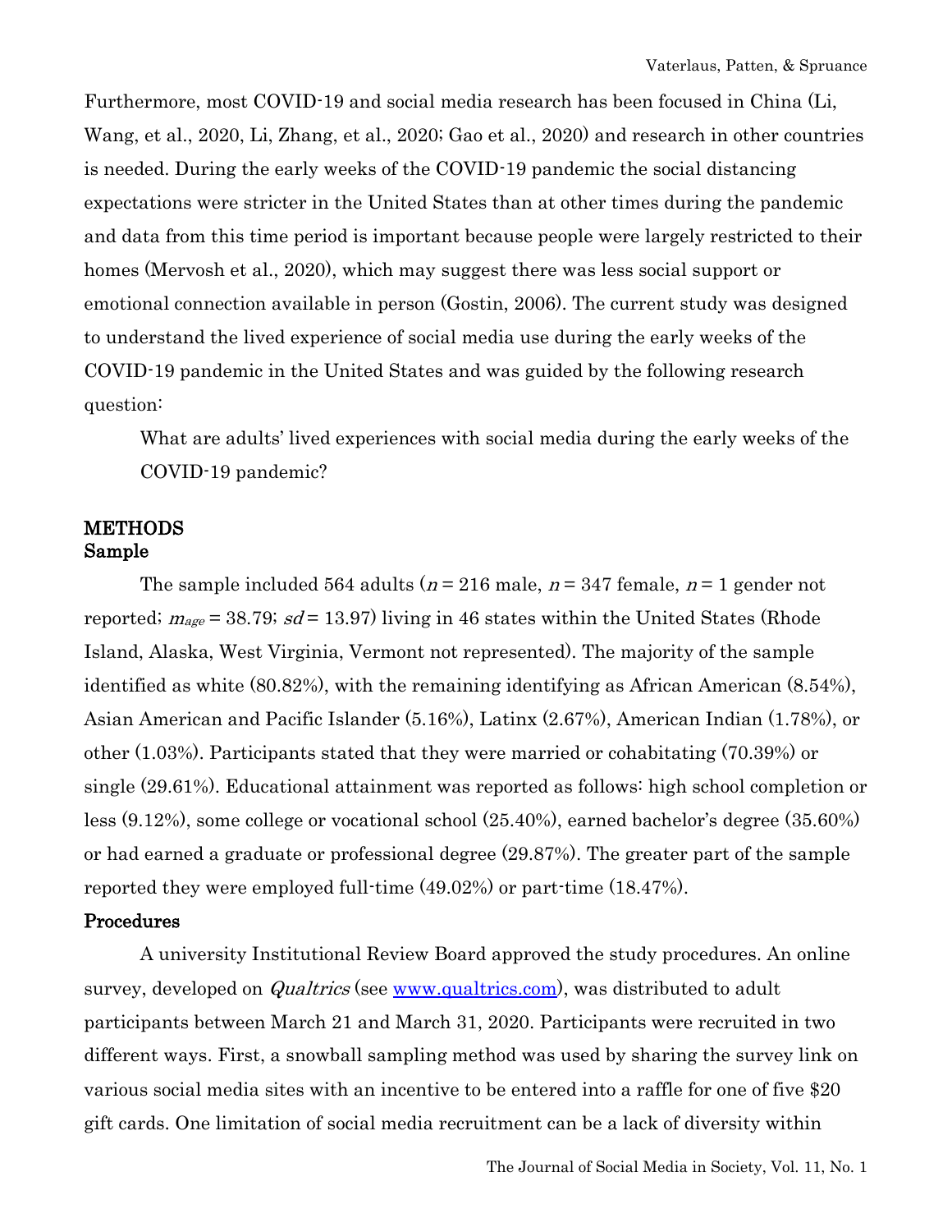Furthermore, most COVID-19 and social media research has been focused in China (Li, Wang, et al., 2020, Li, Zhang, et al., 2020; Gao et al., 2020) and research in other countries is needed. During the early weeks of the COVID-19 pandemic the social distancing expectations were stricter in the United States than at other times during the pandemic and data from this time period is important because people were largely restricted to their homes (Mervosh et al., 2020), which may suggest there was less social support or emotional connection available in person (Gostin, 2006). The current study was designed to understand the lived experience of social media use during the early weeks of the COVID-19 pandemic in the United States and was guided by the following research question:

> What are adults' lived experiences with social media during the early weeks of the COVID-19 pandemic?

## METHODS

### Sample

The sample included 564 adults ($n$ = 216 male, $n$ = 347 female, $n$ = 1 gender not reported; $m_{age}$ = 38.79; $sd$ = 13.97) living in 46 states within the United States (Rhode Island, Alaska, West Virginia, Vermont not represented). The majority of the sample identified as white (80.82%), with the remaining identifying as African American (8.54%), Asian American and Pacific Islander (5.16%), Latinx (2.67%), American Indian (1.78%), or other (1.03%). Participants stated that they were married or cohabitating (70.39%) or single (29.61%). Educational attainment was reported as follows: high school completion or less (9.12%), some college or vocational school (25.40%), earned bachelor's degree (35.60%) or had earned a graduate or professional degree (29.87%). The greater part of the sample reported they were employed full-time (49.02%) or part-time (18.47%).

### Procedures

A university Institutional Review Board approved the study procedures. An online survey, developed on *Qualtrics* (see www.qualtrics.com), was distributed to adult participants between March 21 and March 31, 2020. Participants were recruited in two different ways. First, a snowball sampling method was used by sharing the survey link on various social media sites with an incentive to be entered into a raffle for one of five $20 gift cards. One limitation of social media recruitment can be a lack of diversity within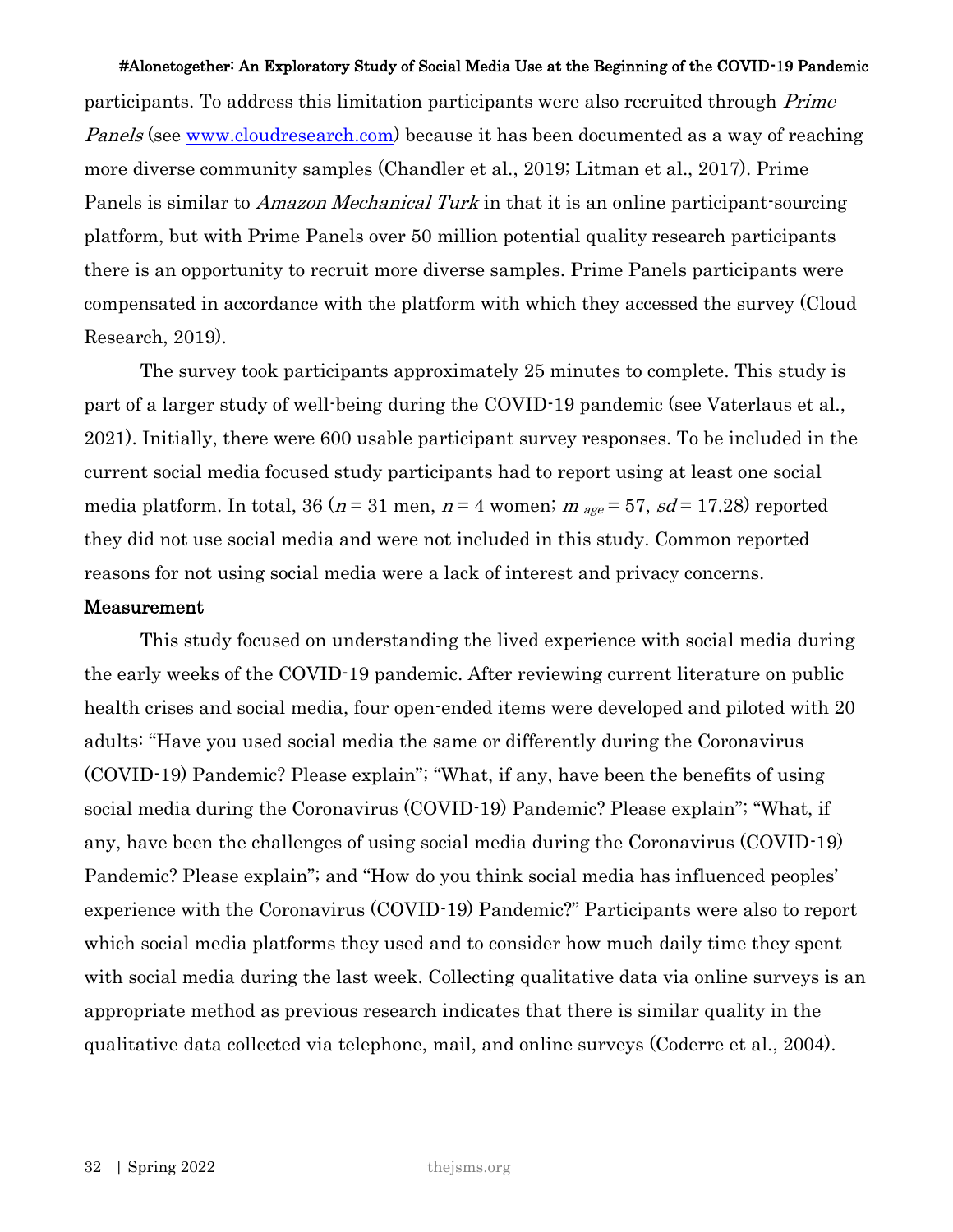participants. To address this limitation participants were also recruited through *Prime Panels* (see [www.cloudresearch.com](www.cloudresearch.com)) because it has been documented as a way of reaching more diverse community samples (Chandler et al., 2019; Litman et al., 2017). Prime Panels is similar to *Amazon Mechanical Turk* in that it is an online participant-sourcing platform, but with Prime Panels over 50 million potential quality research participants there is an opportunity to recruit more diverse samples. Prime Panels participants were compensated in accordance with the platform with which they accessed the survey (Cloud Research, 2019).

The survey took participants approximately 25 minutes to complete. This study is part of a larger study of well-being during the COVID-19 pandemic (see Vaterlaus et al., 2021). Initially, there were 600 usable participant survey responses. To be included in the current social media focused study participants had to report using at least one social media platform. In total, 36 ($n$ = 31 men, $n$ = 4 women; $m_{age}$ = 57, $sd$ = 17.28) reported they did not use social media and were not included in this study. Common reported reasons for not using social media were a lack of interest and privacy concerns.

## Measurement

This study focused on understanding the lived experience with social media during the early weeks of the COVID-19 pandemic. After reviewing current literature on public health crises and social media, four open-ended items were developed and piloted with 20 adults: "Have you used social media the same or differently during the Coronavirus (COVID-19) Pandemic? Please explain"; "What, if any, have been the benefits of using social media during the Coronavirus (COVID-19) Pandemic? Please explain"; "What, if any, have been the challenges of using social media during the Coronavirus (COVID-19) Pandemic? Please explain"; and "How do you think social media has influenced peoples' experience with the Coronavirus (COVID-19) Pandemic?" Participants were also to report which social media platforms they used and to consider how much daily time they spent with social media during the last week. Collecting qualitative data via online surveys is an appropriate method as previous research indicates that there is similar quality in the qualitative data collected via telephone, mail, and online surveys (Coderre et al., 2004).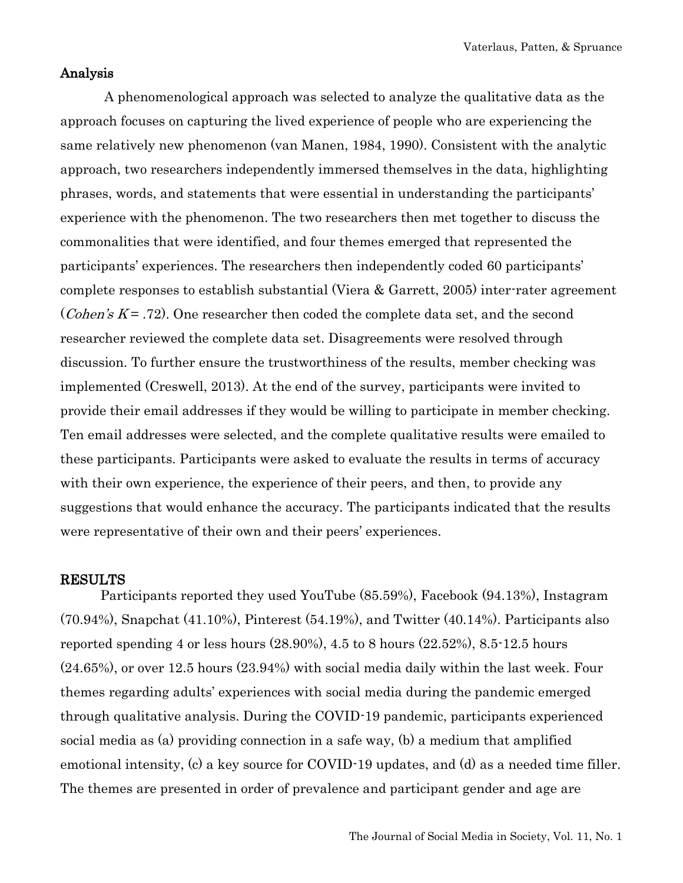## Analysis

A phenomenological approach was selected to analyze the qualitative data as the approach focuses on capturing the lived experience of people who are experiencing the same relatively new phenomenon (van Manen, 1984, 1990). Consistent with the analytic approach, two researchers independently immersed themselves in the data, highlighting phrases, words, and statements that were essential in understanding the participants' experience with the phenomenon. The two researchers then met together to discuss the commonalities that were identified, and four themes emerged that represented the participants' experiences. The researchers then independently coded 60 participants' complete responses to establish substantial (Viera & Garrett, 2005) inter-rater agreement (*Cohen's* $K = .72$). One researcher then coded the complete data set, and the second researcher reviewed the complete data set. Disagreements were resolved through discussion. To further ensure the trustworthiness of the results, member checking was implemented (Creswell, 2013). At the end of the survey, participants were invited to provide their email addresses if they would be willing to participate in member checking. Ten email addresses were selected, and the complete qualitative results were emailed to these participants. Participants were asked to evaluate the results in terms of accuracy with their own experience, the experience of their peers, and then, to provide any suggestions that would enhance the accuracy. The participants indicated that the results were representative of their own and their peers' experiences.

## RESULTS

Participants reported they used YouTube (85.59%), Facebook (94.13%), Instagram (70.94%), Snapchat (41.10%), Pinterest (54.19%), and Twitter (40.14%). Participants also reported spending 4 or less hours (28.90%), 4.5 to 8 hours (22.52%), 8.5-12.5 hours (24.65%), or over 12.5 hours (23.94%) with social media daily within the last week. Four themes regarding adults' experiences with social media during the pandemic emerged through qualitative analysis. During the COVID-19 pandemic, participants experienced social media as (a) providing connection in a safe way, (b) a medium that amplified emotional intensity, (c) a key source for COVID-19 updates, and (d) as a needed time filler. The themes are presented in order of prevalence and participant gender and age are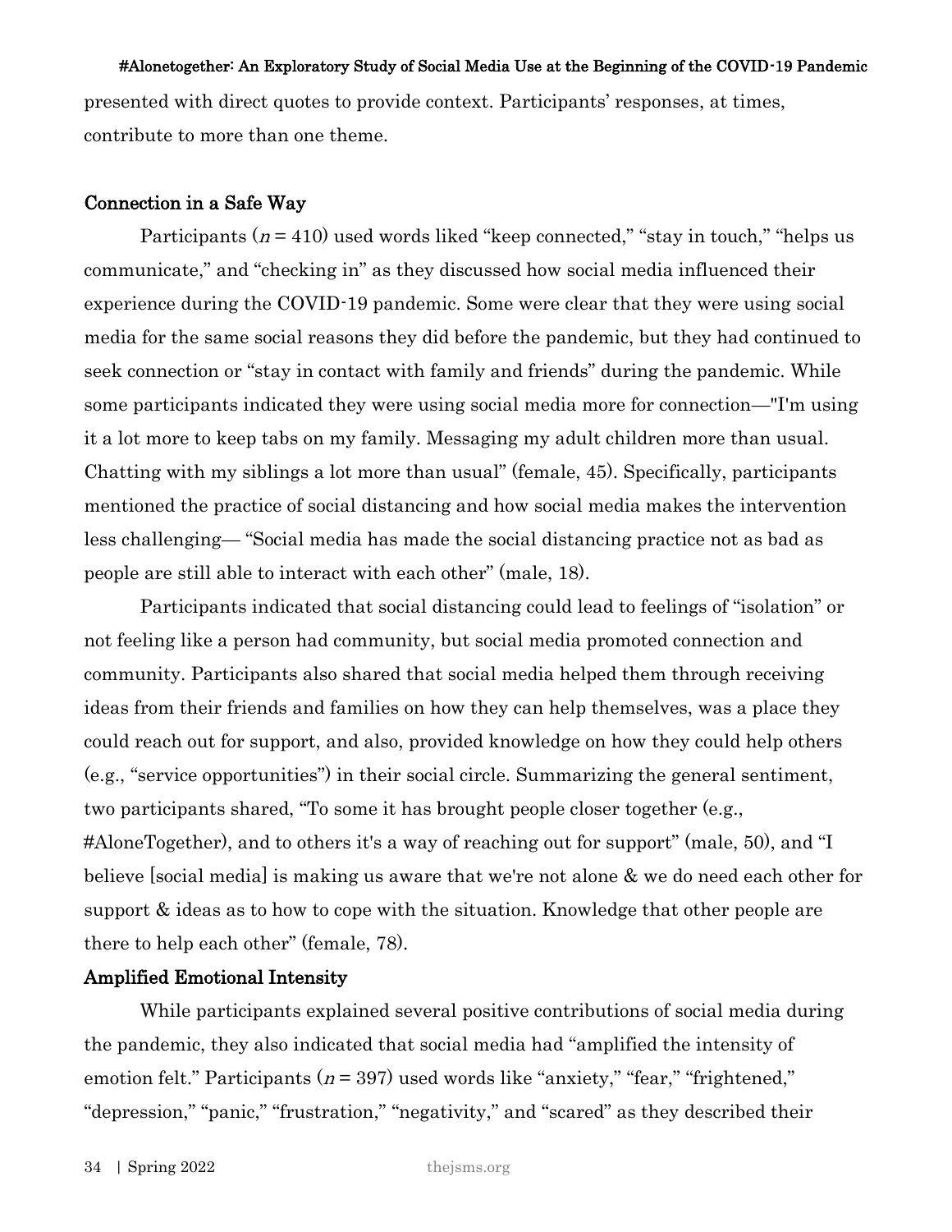presented with direct quotes to provide context. Participants' responses, at times, contribute to more than one theme.

## Connection in a Safe Way

Participants ($n$ = 410) used words liked "keep connected," "stay in touch," "helps us communicate," and "checking in" as they discussed how social media influenced their experience during the COVID-19 pandemic. Some were clear that they were using social media for the same social reasons they did before the pandemic, but they had continued to seek connection or "stay in contact with family and friends" during the pandemic. While some participants indicated they were using social media more for connection—"I'm using it a lot more to keep tabs on my family. Messaging my adult children more than usual. Chatting with my siblings a lot more than usual" (female, 45). Specifically, participants mentioned the practice of social distancing and how social media makes the intervention less challenging— "Social media has made the social distancing practice not as bad as people are still able to interact with each other" (male, 18).

Participants indicated that social distancing could lead to feelings of "isolation" or not feeling like a person had community, but social media promoted connection and community. Participants also shared that social media helped them through receiving ideas from their friends and families on how they can help themselves, was a place they could reach out for support, and also, provided knowledge on how they could help others (e.g., "service opportunities") in their social circle. Summarizing the general sentiment, two participants shared, "To some it has brought people closer together (e.g., #AloneTogether), and to others it's a way of reaching out for support" (male, 50), and "I believe [social media] is making us aware that we're not alone & we do need each other for support & ideas as to how to cope with the situation. Knowledge that other people are there to help each other" (female, 78).

## Amplified Emotional Intensity

While participants explained several positive contributions of social media during the pandemic, they also indicated that social media had "amplified the intensity of emotion felt." Participants ($n$ = 397) used words like "anxiety," "fear," "frightened," "depression," "panic," "frustration," "negativity," and "scared" as they described their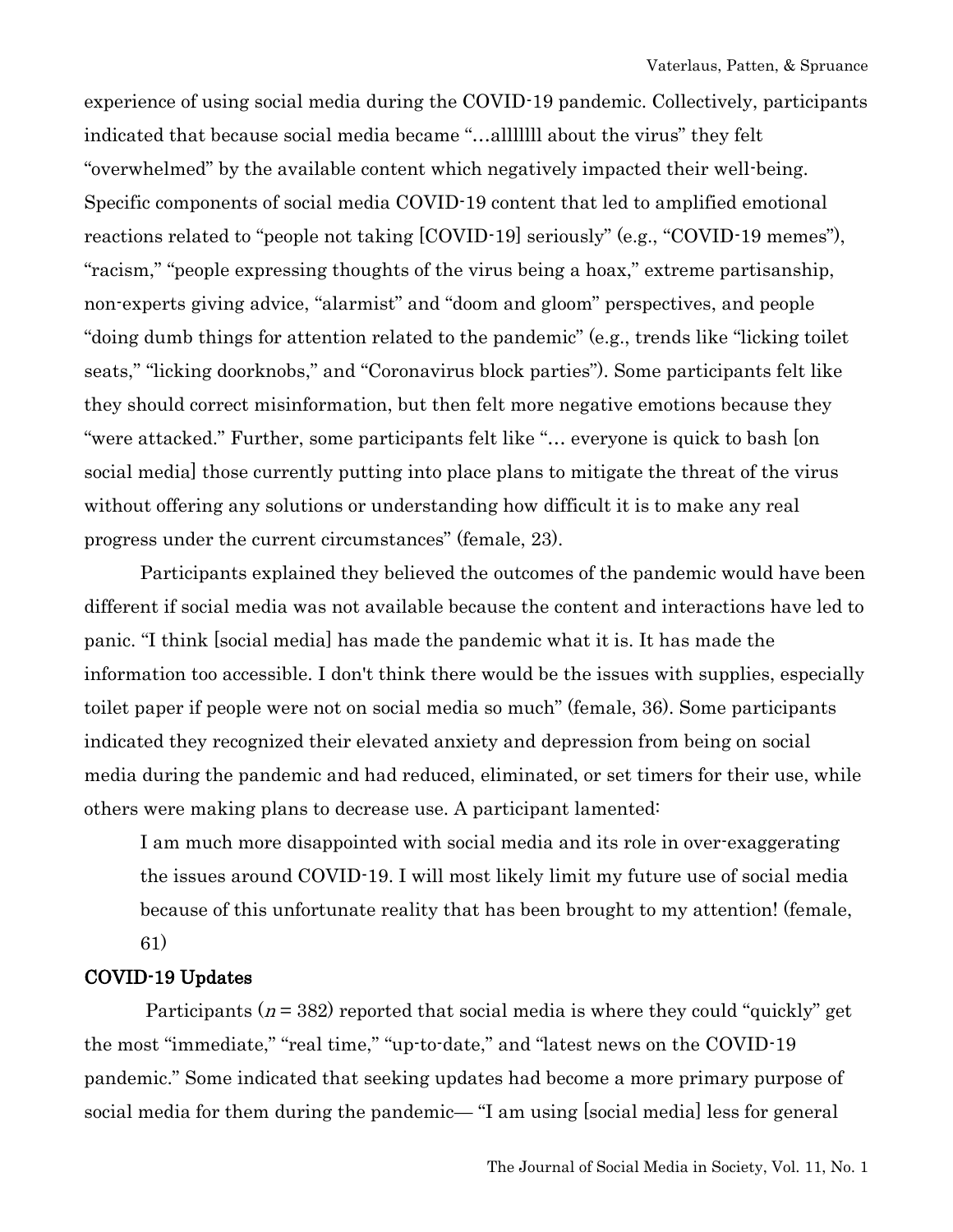experience of using social media during the COVID-19 pandemic. Collectively, participants indicated that because social media became "…allllllll about the virus" they felt "overwhelmed" by the available content which negatively impacted their well-being. Specific components of social media COVID-19 content that led to amplified emotional reactions related to "people not taking [COVID-19] seriously" (e.g., "COVID-19 memes"), "racism," "people expressing thoughts of the virus being a hoax," extreme partisanship, non-experts giving advice, "alarmist" and "doom and gloom" perspectives, and people "doing dumb things for attention related to the pandemic" (e.g., trends like "licking toilet seats," "licking doorknobs," and "Coronavirus block parties"). Some participants felt like they should correct misinformation, but then felt more negative emotions because they "were attacked." Further, some participants felt like "… everyone is quick to bash [on social media] those currently putting into place plans to mitigate the threat of the virus without offering any solutions or understanding how difficult it is to make any real progress under the current circumstances" (female, 23).

Participants explained they believed the outcomes of the pandemic would have been different if social media was not available because the content and interactions have led to panic. "I think [social media] has made the pandemic what it is. It has made the information too accessible. I don't think there would be the issues with supplies, especially toilet paper if people were not on social media so much" (female, 36). Some participants indicated they recognized their elevated anxiety and depression from being on social media during the pandemic and had reduced, eliminated, or set timers for their use, while others were making plans to decrease use. A participant lamented:

> I am much more disappointed with social media and its role in over-exaggerating the issues around COVID-19. I will most likely limit my future use of social media because of this unfortunate reality that has been brought to my attention! (female, 61)

## COVID-19 Updates

Participants ($n = 382$) reported that social media is where they could "quickly" get the most "immediate," "real time," "up-to-date," and "latest news on the COVID-19 pandemic." Some indicated that seeking updates had become a more primary purpose of social media for them during the pandemic— "I am using [social media] less for general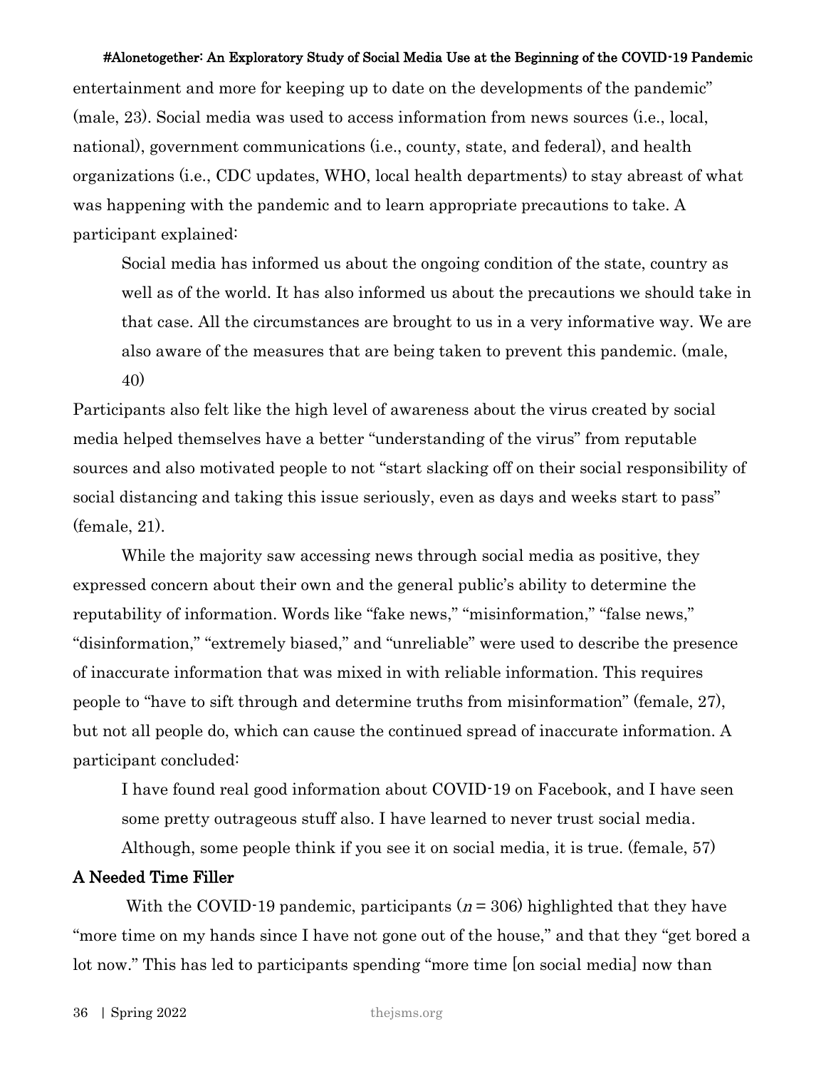entertainment and more for keeping up to date on the developments of the pandemic" (male, 23). Social media was used to access information from news sources (i.e., local, national), government communications (i.e., county, state, and federal), and health organizations (i.e., CDC updates, WHO, local health departments) to stay abreast of what was happening with the pandemic and to learn appropriate precautions to take. A participant explained:

> Social media has informed us about the ongoing condition of the state, country as well as of the world. It has also informed us about the precautions we should take in that case. All the circumstances are brought to us in a very informative way. We are also aware of the measures that are being taken to prevent this pandemic. (male, 40)

Participants also felt like the high level of awareness about the virus created by social media helped themselves have a better "understanding of the virus" from reputable sources and also motivated people to not "start slacking off on their social responsibility of social distancing and taking this issue seriously, even as days and weeks start to pass" (female, 21).

While the majority saw accessing news through social media as positive, they expressed concern about their own and the general public's ability to determine the reputability of information. Words like "fake news," "misinformation," "false news," "disinformation," "extremely biased," and "unreliable" were used to describe the presence of inaccurate information that was mixed in with reliable information. This requires people to "have to sift through and determine truths from misinformation" (female, 27), but not all people do, which can cause the continued spread of inaccurate information. A participant concluded:

> I have found real good information about COVID-19 on Facebook, and I have seen some pretty outrageous stuff also. I have learned to never trust social media. Although, some people think if you see it on social media, it is true. (female, 57)

### A Needed Time Filler

With the COVID-19 pandemic, participants ($n$ = 306) highlighted that they have "more time on my hands since I have not gone out of the house," and that they "get bored a lot now." This has led to participants spending "more time [on social media] now than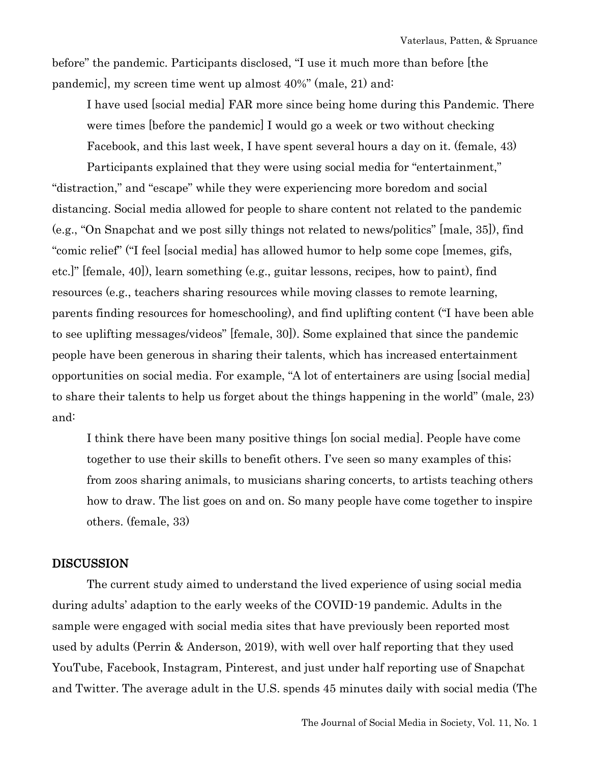before" the pandemic. Participants disclosed, "I use it much more than before [the pandemic], my screen time went up almost 40%" (male, 21) and:

> I have used [social media] FAR more since being home during this Pandemic. There were times [before the pandemic] I would go a week or two without checking Facebook, and this last week, I have spent several hours a day on it. (female, 43)

Participants explained that they were using social media for "entertainment," "distraction," and "escape" while they were experiencing more boredom and social distancing. Social media allowed for people to share content not related to the pandemic (e.g., "On Snapchat and we post silly things not related to news/politics" [male, 35]), find "comic relief" ("I feel [social media] has allowed humor to help some cope [memes, gifs, etc.]" [female, 40]), learn something (e.g., guitar lessons, recipes, how to paint), find resources (e.g., teachers sharing resources while moving classes to remote learning, parents finding resources for homeschooling), and find uplifting content ("I have been able to see uplifting messages/videos" [female, 30]). Some explained that since the pandemic people have been generous in sharing their talents, which has increased entertainment opportunities on social media. For example, "A lot of entertainers are using [social media] to share their talents to help us forget about the things happening in the world" (male, 23) and:

> I think there have been many positive things [on social media]. People have come together to use their skills to benefit others. I've seen so many examples of this; from zoos sharing animals, to musicians sharing concerts, to artists teaching others how to draw. The list goes on and on. So many people have come together to inspire others. (female, 33)

## DISCUSSION

The current study aimed to understand the lived experience of using social media during adults' adaption to the early weeks of the COVID-19 pandemic. Adults in the sample were engaged with social media sites that have previously been reported most used by adults (Perrin & Anderson, 2019), with well over half reporting that they used YouTube, Facebook, Instagram, Pinterest, and just under half reporting use of Snapchat and Twitter. The average adult in the U.S. spends 45 minutes daily with social media (The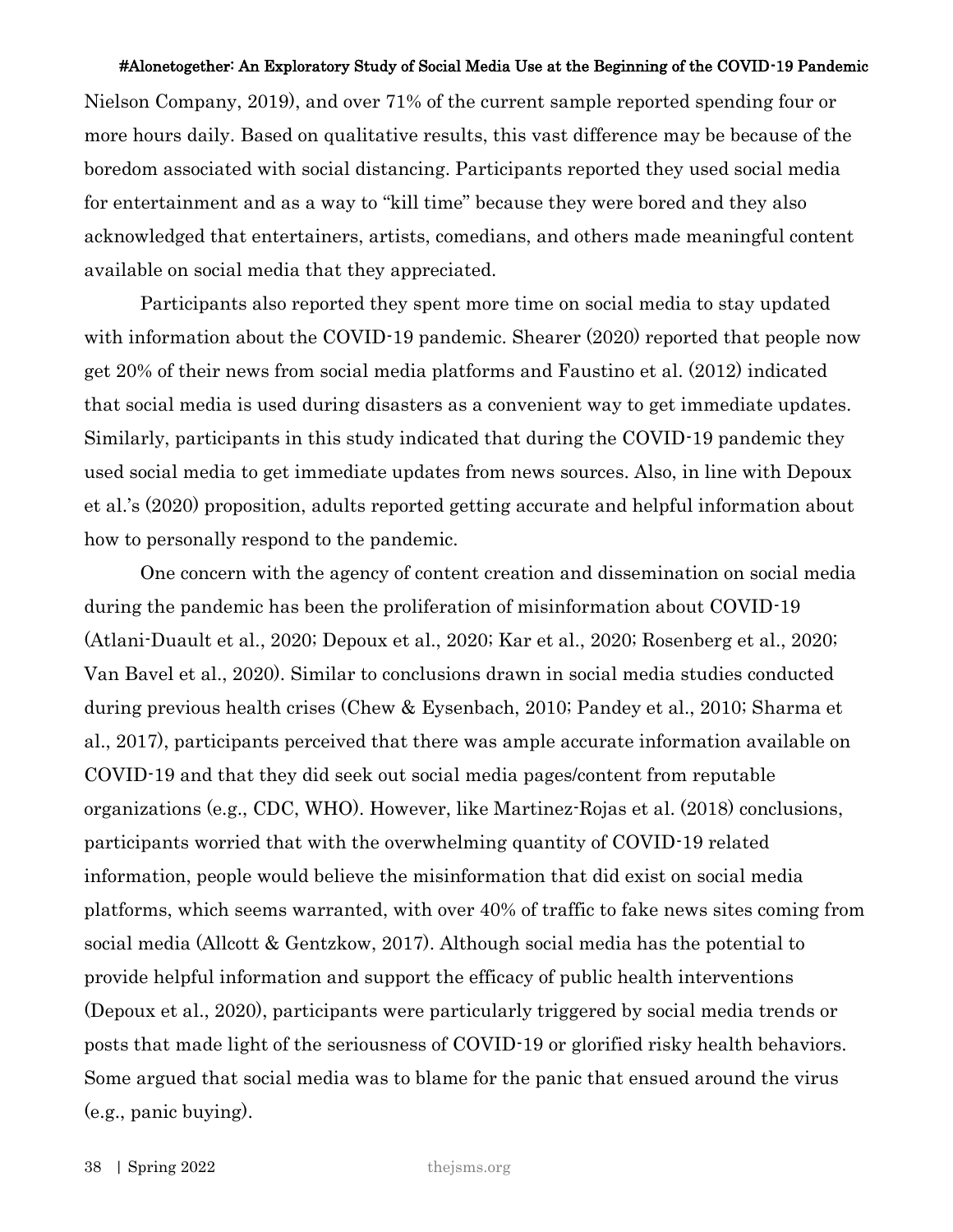Nielson Company, 2019), and over 71% of the current sample reported spending four or more hours daily. Based on qualitative results, this vast difference may be because of the boredom associated with social distancing. Participants reported they used social media for entertainment and as a way to "kill time" because they were bored and they also acknowledged that entertainers, artists, comedians, and others made meaningful content available on social media that they appreciated.

Participants also reported they spent more time on social media to stay updated with information about the COVID-19 pandemic. Shearer (2020) reported that people now get 20% of their news from social media platforms and Faustino et al. (2012) indicated that social media is used during disasters as a convenient way to get immediate updates. Similarly, participants in this study indicated that during the COVID-19 pandemic they used social media to get immediate updates from news sources. Also, in line with Depoux et al.'s (2020) proposition, adults reported getting accurate and helpful information about how to personally respond to the pandemic.

One concern with the agency of content creation and dissemination on social media during the pandemic has been the proliferation of misinformation about COVID-19 (Atlani-Duault et al., 2020; Depoux et al., 2020; Kar et al., 2020; Rosenberg et al., 2020; Van Bavel et al., 2020). Similar to conclusions drawn in social media studies conducted during previous health crises (Chew & Eysenbach, 2010; Pandey et al., 2010; Sharma et al., 2017), participants perceived that there was ample accurate information available on COVID-19 and that they did seek out social media pages/content from reputable organizations (e.g., CDC, WHO). However, like Martinez-Rojas et al. (2018) conclusions, participants worried that with the overwhelming quantity of COVID-19 related information, people would believe the misinformation that did exist on social media platforms, which seems warranted, with over 40% of traffic to fake news sites coming from social media (Allcott & Gentzkow, 2017). Although social media has the potential to provide helpful information and support the efficacy of public health interventions (Depoux et al., 2020), participants were particularly triggered by social media trends or posts that made light of the seriousness of COVID-19 or glorified risky health behaviors. Some argued that social media was to blame for the panic that ensued around the virus (e.g., panic buying).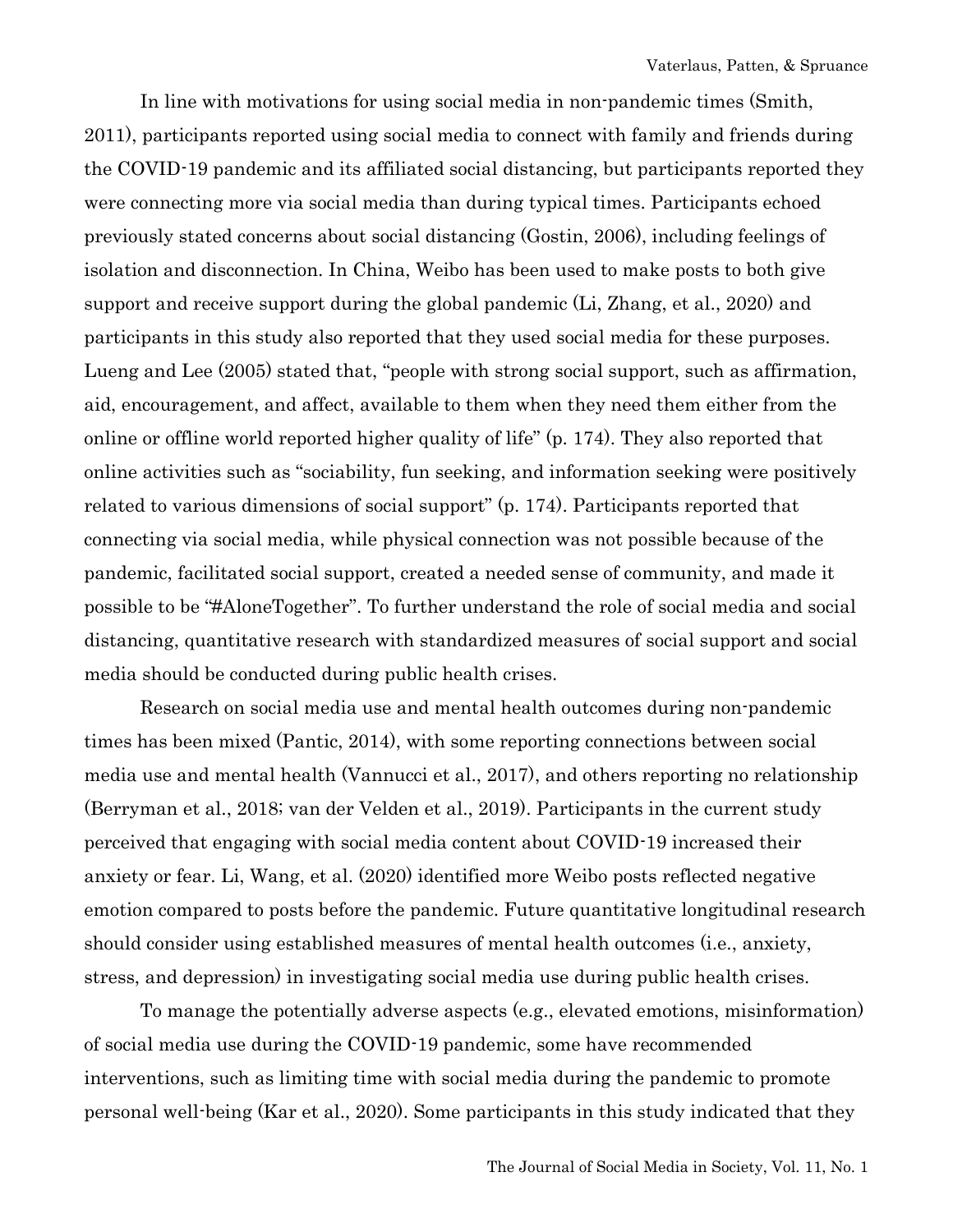In line with motivations for using social media in non-pandemic times (Smith, 2011), participants reported using social media to connect with family and friends during the COVID-19 pandemic and its affiliated social distancing, but participants reported they were connecting more via social media than during typical times. Participants echoed previously stated concerns about social distancing (Gostin, 2006), including feelings of isolation and disconnection. In China, Weibo has been used to make posts to both give support and receive support during the global pandemic (Li, Zhang, et al., 2020) and participants in this study also reported that they used social media for these purposes. Lueng and Lee (2005) stated that, "people with strong social support, such as affirmation, aid, encouragement, and affect, available to them when they need them either from the online or offline world reported higher quality of life" (p. 174). They also reported that online activities such as "sociability, fun seeking, and information seeking were positively related to various dimensions of social support" (p. 174). Participants reported that connecting via social media, while physical connection was not possible because of the pandemic, facilitated social support, created a needed sense of community, and made it possible to be "#AloneTogether". To further understand the role of social media and social distancing, quantitative research with standardized measures of social support and social media should be conducted during public health crises.

Research on social media use and mental health outcomes during non-pandemic times has been mixed (Pantic, 2014), with some reporting connections between social media use and mental health (Vannucci et al., 2017), and others reporting no relationship (Berryman et al., 2018; van der Velden et al., 2019). Participants in the current study perceived that engaging with social media content about COVID-19 increased their anxiety or fear. Li, Wang, et al. (2020) identified more Weibo posts reflected negative emotion compared to posts before the pandemic. Future quantitative longitudinal research should consider using established measures of mental health outcomes (i.e., anxiety, stress, and depression) in investigating social media use during public health crises.

To manage the potentially adverse aspects (e.g., elevated emotions, misinformation) of social media use during the COVID-19 pandemic, some have recommended interventions, such as limiting time with social media during the pandemic to promote personal well-being (Kar et al., 2020). Some participants in this study indicated that they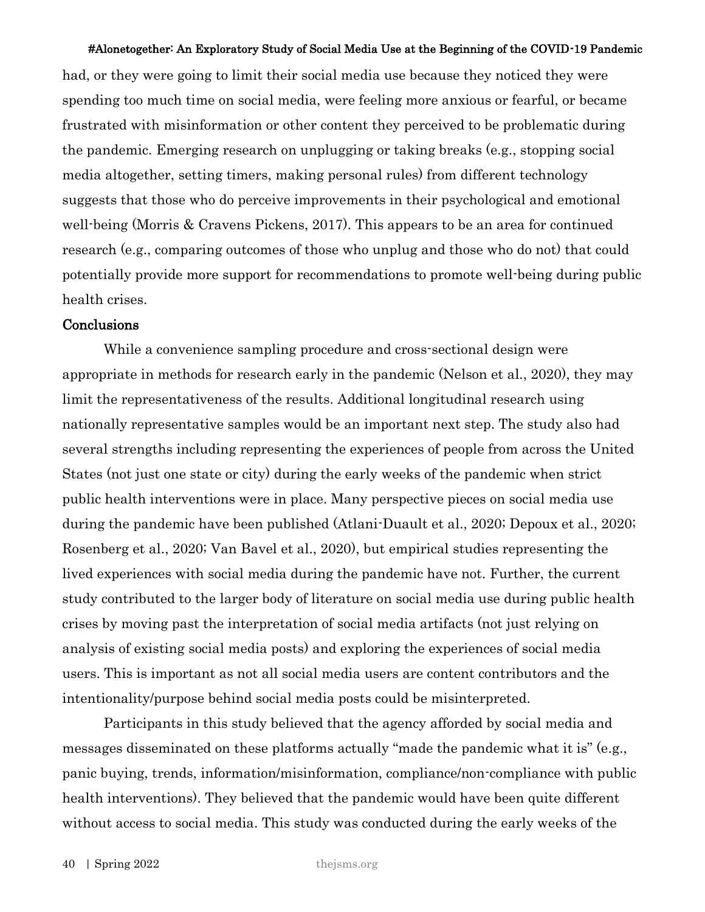had, or they were going to limit their social media use because they noticed they were spending too much time on social media, were feeling more anxious or fearful, or became frustrated with misinformation or other content they perceived to be problematic during the pandemic. Emerging research on unplugging or taking breaks (e.g., stopping social media altogether, setting timers, making personal rules) from different technology suggests that those who do perceive improvements in their psychological and emotional well-being (Morris & Cravens Pickens, 2017). This appears to be an area for continued research (e.g., comparing outcomes of those who unplug and those who do not) that could potentially provide more support for recommendations to promote well-being during public health crises.

### Conclusions

While a convenience sampling procedure and cross-sectional design were appropriate in methods for research early in the pandemic (Nelson et al., 2020), they may limit the representativeness of the results. Additional longitudinal research using nationally representative samples would be an important next step. The study also had several strengths including representing the experiences of people from across the United States (not just one state or city) during the early weeks of the pandemic when strict public health interventions were in place. Many perspective pieces on social media use during the pandemic have been published (Atlani-Duault et al., 2020; Depoux et al., 2020; Rosenberg et al., 2020; Van Bavel et al., 2020), but empirical studies representing the lived experiences with social media during the pandemic have not. Further, the current study contributed to the larger body of literature on social media use during public health crises by moving past the interpretation of social media artifacts (not just relying on analysis of existing social media posts) and exploring the experiences of social media users. This is important as not all social media users are content contributors and the intentionality/purpose behind social media posts could be misinterpreted.

Participants in this study believed that the agency afforded by social media and messages disseminated on these platforms actually "made the pandemic what it is" (e.g., panic buying, trends, information/misinformation, compliance/non-compliance with public health interventions). They believed that the pandemic would have been quite different without access to social media. This study was conducted during the early weeks of the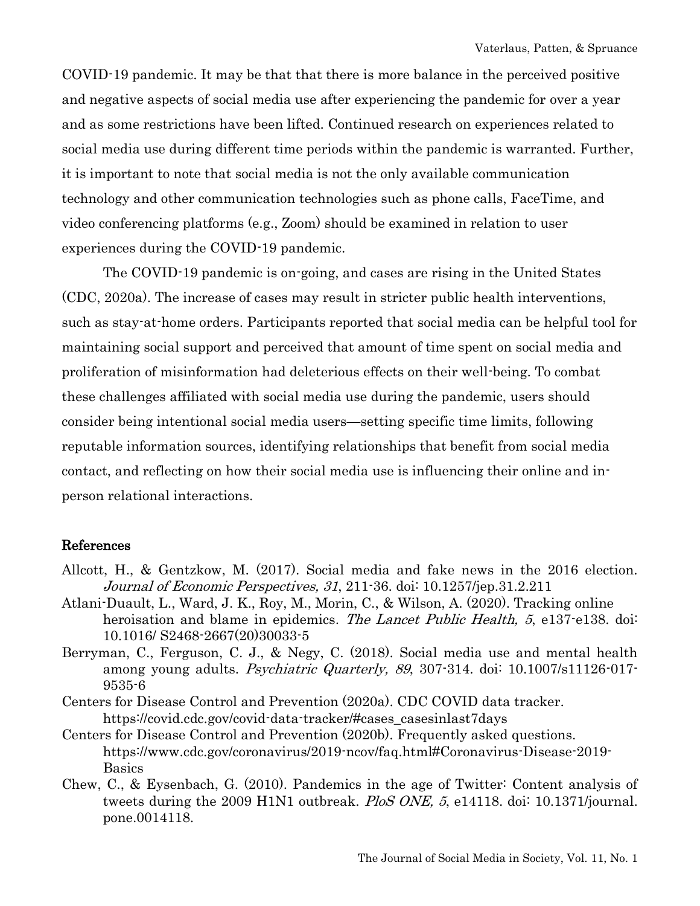COVID-19 pandemic. It may be that that there is more balance in the perceived positive and negative aspects of social media use after experiencing the pandemic for over a year and as some restrictions have been lifted. Continued research on experiences related to social media use during different time periods within the pandemic is warranted. Further, it is important to note that social media is not the only available communication technology and other communication technologies such as phone calls, FaceTime, and video conferencing platforms (e.g., Zoom) should be examined in relation to user experiences during the COVID-19 pandemic.

The COVID-19 pandemic is on-going, and cases are rising in the United States (CDC, 2020a). The increase of cases may result in stricter public health interventions, such as stay-at-home orders. Participants reported that social media can be helpful tool for maintaining social support and perceived that amount of time spent on social media and proliferation of misinformation had deleterious effects on their well-being. To combat these challenges affiliated with social media use during the pandemic, users should consider being intentional social media users—setting specific time limits, following reputable information sources, identifying relationships that benefit from social media contact, and reflecting on how their social media use is influencing their online and in-person relational interactions.

## References

Allcott, H., & Gentzkow, M. (2017). Social media and fake news in the 2016 election. *Journal of Economic Perspectives, 31*, 211-36. doi: 10.1257/jep.31.2.211

Atlani-Duault, L., Ward, J. K., Roy, M., Morin, C., & Wilson, A. (2020). Tracking online heroisation and blame in epidemics. *The Lancet Public Health, 5*, e137-e138. doi: 10.1016/ S2468-2667(20)30033-5

Berryman, C., Ferguson, C. J., & Negy, C. (2018). Social media use and mental health among young adults. *Psychiatric Quarterly, 89*, 307-314. doi: 10.1007/s11126-017-9535-6

Centers for Disease Control and Prevention (2020a). CDC COVID data tracker. https://covid.cdc.gov/covid-data-tracker/#cases_casesinlast7days

Centers for Disease Control and Prevention (2020b). Frequently asked questions. https://www.cdc.gov/coronavirus/2019-ncov/faq.html#Coronavirus-Disease-2019-Basics

Chew, C., & Eysenbach, G. (2010). Pandemics in the age of Twitter: Content analysis of tweets during the 2009 H1N1 outbreak. *PloS ONE, 5*, e14118. doi: 10.1371/journal. pone.0014118.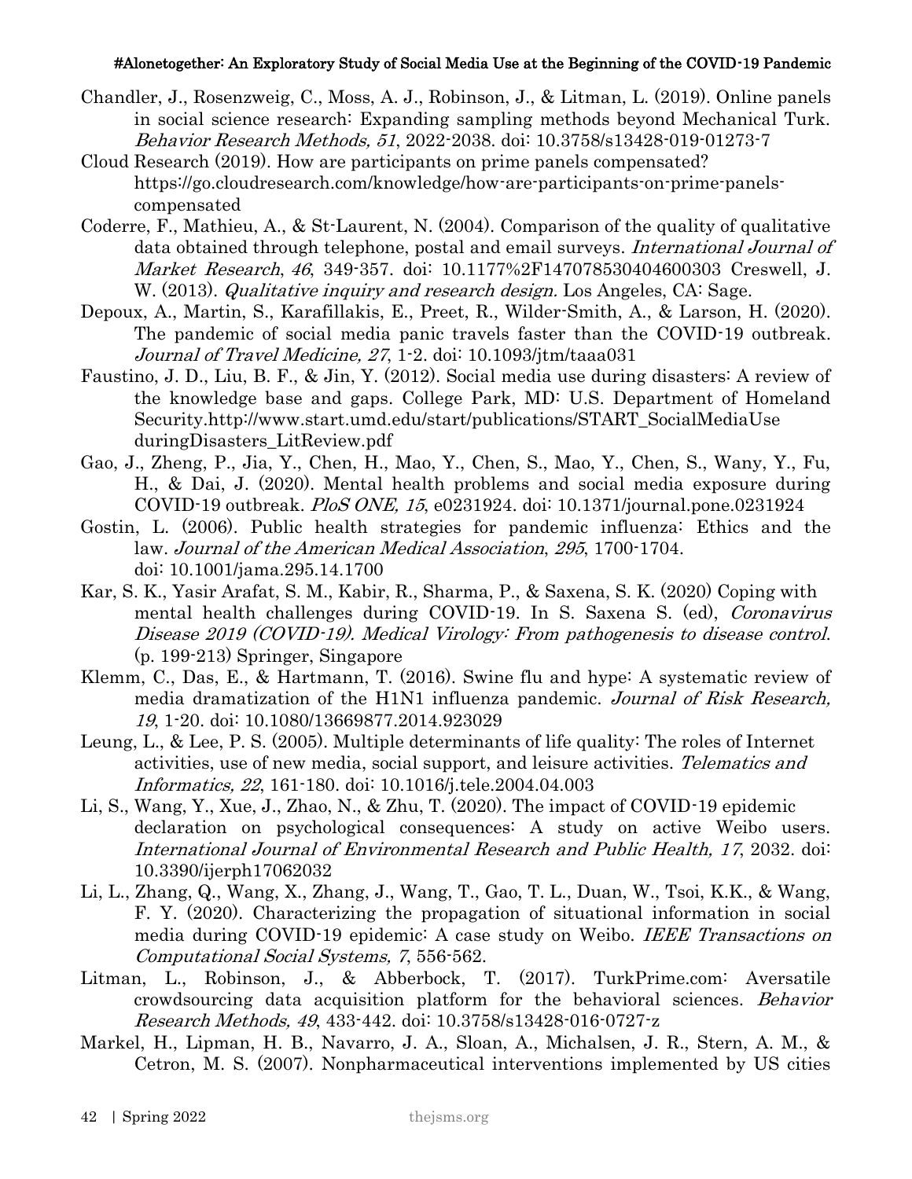Chandler, J., Rosenzweig, C., Moss, A. J., Robinson, J., & Litman, L. (2019). Online panels in social science research: Expanding sampling methods beyond Mechanical Turk. *Behavior Research Methods, 51*, 2022-2038. doi: 10.3758/s13428-019-01273-7

Cloud Research (2019). How are participants on prime panels compensated? https://go.cloudresearch.com/knowledge/how-are-participants-on-prime-panels-compensated

Coderre, F., Mathieu, A., & St-Laurent, N. (2004). Comparison of the quality of qualitative data obtained through telephone, postal and email surveys. *International Journal of Market Research*, *46*, 349-357. doi: 10.1177%2F147078530404600303 Creswell, J. W. (2013). *Qualitative inquiry and research design.* Los Angeles, CA: Sage.

Depoux, A., Martin, S., Karafillakis, E., Preet, R., Wilder-Smith, A., & Larson, H. (2020). The pandemic of social media panic travels faster than the COVID-19 outbreak. *Journal of Travel Medicine, 27*, 1-2. doi: 10.1093/jtm/taaa031

Faustino, J. D., Liu, B. F., & Jin, Y. (2012). Social media use during disasters: A review of the knowledge base and gaps. College Park, MD: U.S. Department of Homeland Security.http://www.start.umd.edu/start/publications/START_SocialMediaUse duringDisasters_LitReview.pdf

Gao, J., Zheng, P., Jia, Y., Chen, H., Mao, Y., Chen, S., Mao, Y., Chen, S., Wany, Y., Fu, H., & Dai, J. (2020). Mental health problems and social media exposure during COVID-19 outbreak. *PloS ONE, 15*, e0231924. doi: 10.1371/journal.pone.0231924

Gostin, L. (2006). Public health strategies for pandemic influenza: Ethics and the law. *Journal of the American Medical Association*, *295*, 1700-1704. doi: 10.1001/jama.295.14.1700

Kar, S. K., Yasir Arafat, S. M., Kabir, R., Sharma, P., & Saxena, S. K. (2020) Coping with mental health challenges during COVID-19. In S. Saxena S. (ed), *Coronavirus Disease 2019 (COVID-19). Medical Virology: From pathogenesis to disease control*. (p. 199-213) Springer, Singapore

Klemm, C., Das, E., & Hartmann, T. (2016). Swine flu and hype: A systematic review of media dramatization of the H1N1 influenza pandemic. *Journal of Risk Research, 19*, 1-20. doi: 10.1080/13669877.2014.923029

Leung, L., & Lee, P. S. (2005). Multiple determinants of life quality: The roles of Internet activities, use of new media, social support, and leisure activities. *Telematics and Informatics, 22*, 161-180. doi: 10.1016/j.tele.2004.04.003

Li, S., Wang, Y., Xue, J., Zhao, N., & Zhu, T. (2020). The impact of COVID-19 epidemic declaration on psychological consequences: A study on active Weibo users. *International Journal of Environmental Research and Public Health, 17*, 2032. doi: 10.3390/ijerph17062032

Li, L., Zhang, Q., Wang, X., Zhang, J., Wang, T., Gao, T. L., Duan, W., Tsoi, K.K., & Wang, F. Y. (2020). Characterizing the propagation of situational information in social media during COVID-19 epidemic: A case study on Weibo. *IEEE Transactions on Computational Social Systems, 7*, 556-562.

Litman, L., Robinson, J., & Abberbock, T. (2017). TurkPrime.com: Aversatile crowdsourcing data acquisition platform for the behavioral sciences. *Behavior Research Methods, 49*, 433-442. doi: 10.3758/s13428-016-0727-z

Markel, H., Lipman, H. B., Navarro, J. A., Sloan, A., Michalsen, J. R., Stern, A. M., & Cetron, M. S. (2007). Nonpharmaceutical interventions implemented by US cities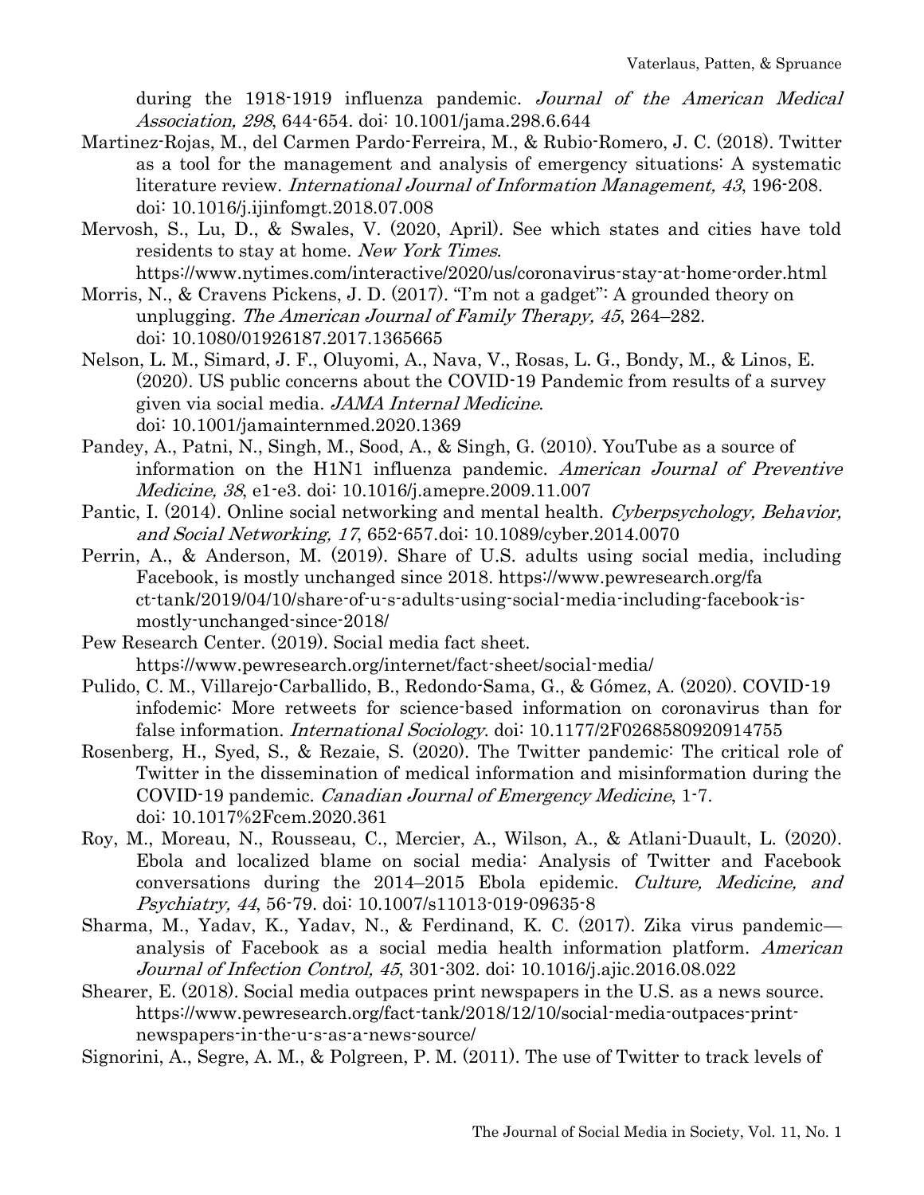during the 1918-1919 influenza pandemic. *Journal of the American Medical Association, 298*, 644-654. doi: 10.1001/jama.298.6.644

Martinez-Rojas, M., del Carmen Pardo-Ferreira, M., & Rubio-Romero, J. C. (2018). Twitter as a tool for the management and analysis of emergency situations: A systematic literature review. *International Journal of Information Management, 43*, 196-208. doi: 10.1016/j.ijinfomgt.2018.07.008

Mervosh, S., Lu, D., & Swales, V. (2020, April). See which states and cities have told residents to stay at home. *New York Times*. https://www.nytimes.com/interactive/2020/us/coronavirus-stay-at-home-order.html

Morris, N., & Cravens Pickens, J. D. (2017). "I'm not a gadget": A grounded theory on unplugging. *The American Journal of Family Therapy, 45*, 264–282. doi: 10.1080/01926187.2017.1365665

Nelson, L. M., Simard, J. F., Oluyomi, A., Nava, V., Rosas, L. G., Bondy, M., & Linos, E. (2020). US public concerns about the COVID-19 Pandemic from results of a survey given via social media. *JAMA Internal Medicine*. doi: 10.1001/jamainternmed.2020.1369

Pandey, A., Patni, N., Singh, M., Sood, A., & Singh, G. (2010). YouTube as a source of information on the H1N1 influenza pandemic. *American Journal of Preventive Medicine, 38*, e1-e3. doi: 10.1016/j.amepre.2009.11.007

Pantic, I. (2014). Online social networking and mental health. *Cyberpsychology, Behavior, and Social Networking, 17*, 652-657.doi: 10.1089/cyber.2014.0070

Perrin, A., & Anderson, M. (2019). Share of U.S. adults using social media, including Facebook, is mostly unchanged since 2018. https://www.pewresearch.org/fact-tank/2019/04/10/share-of-u-s-adults-using-social-media-including-facebook-is-mostly-unchanged-since-2018/

Pew Research Center. (2019). Social media fact sheet. https://www.pewresearch.org/internet/fact-sheet/social-media/

Pulido, C. M., Villarejo-Carballido, B., Redondo-Sama, G., & Gómez, A. (2020). COVID-19 infodemic: More retweets for science-based information on coronavirus than for false information. *International Sociology*. doi: 10.1177/2F0268580920914755

Rosenberg, H., Syed, S., & Rezaie, S. (2020). The Twitter pandemic: The critical role of Twitter in the dissemination of medical information and misinformation during the COVID-19 pandemic. *Canadian Journal of Emergency Medicine*, 1-7. doi: 10.1017%2Fcem.2020.361

Roy, M., Moreau, N., Rousseau, C., Mercier, A., Wilson, A., & Atlani-Duault, L. (2020). Ebola and localized blame on social media: Analysis of Twitter and Facebook conversations during the 2014–2015 Ebola epidemic. *Culture, Medicine, and Psychiatry, 44*, 56-79. doi: 10.1007/s11013-019-09635-8

Sharma, M., Yadav, K., Yadav, N., & Ferdinand, K. C. (2017). Zika virus pandemic—analysis of Facebook as a social media health information platform. *American Journal of Infection Control, 45*, 301-302. doi: 10.1016/j.ajic.2016.08.022

Shearer, E. (2018). Social media outpaces print newspapers in the U.S. as a news source. https://www.pewresearch.org/fact-tank/2018/12/10/social-media-outpaces-print-newspapers-in-the-u-s-as-a-news-source/

Signorini, A., Segre, A. M., & Polgreen, P. M. (2011). The use of Twitter to track levels of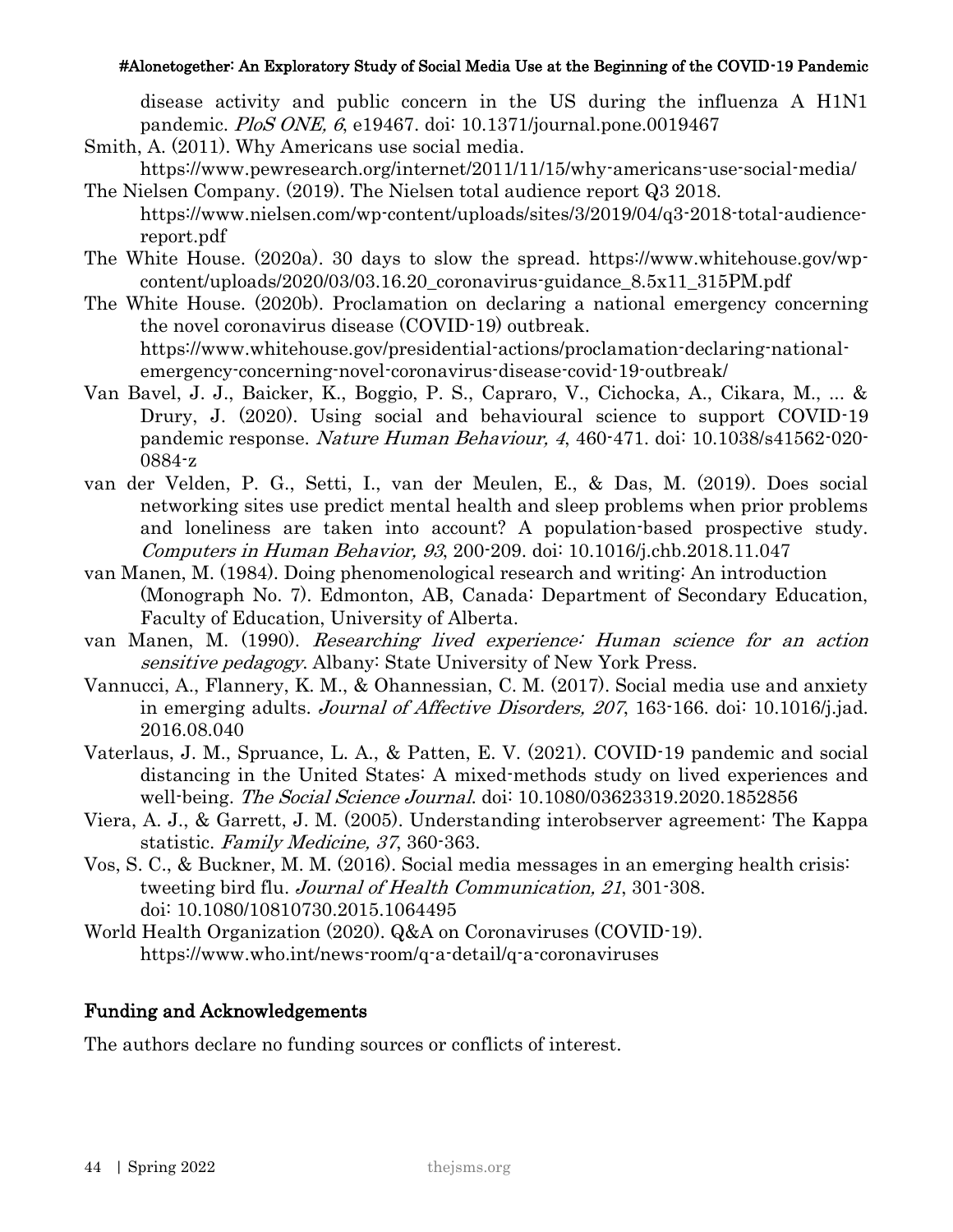disease activity and public concern in the US during the influenza A H1N1 pandemic. *PloS ONE, 6*, e19467. doi: 10.1371/journal.pone.0019467

Smith, A. (2011). Why Americans use social media. https://www.pewresearch.org/internet/2011/11/15/why-americans-use-social-media/

The Nielsen Company. (2019). The Nielsen total audience report Q3 2018. https://www.nielsen.com/wp-content/uploads/sites/3/2019/04/q3-2018-total-audience-report.pdf

The White House. (2020a). 30 days to slow the spread. https://www.whitehouse.gov/wp-content/uploads/2020/03/03.16.20_coronavirus-guidance_8.5x11_315PM.pdf

The White House. (2020b). Proclamation on declaring a national emergency concerning the novel coronavirus disease (COVID-19) outbreak. https://www.whitehouse.gov/presidential-actions/proclamation-declaring-national-emergency-concerning-novel-coronavirus-disease-covid-19-outbreak/

Van Bavel, J. J., Baicker, K., Boggio, P. S., Capraro, V., Cichocka, A., Cikara, M., ... & Drury, J. (2020). Using social and behavioural science to support COVID-19 pandemic response. *Nature Human Behaviour, 4*, 460-471. doi: 10.1038/s41562-020-0884-z

van der Velden, P. G., Setti, I., van der Meulen, E., & Das, M. (2019). Does social networking sites use predict mental health and sleep problems when prior problems and loneliness are taken into account? A population-based prospective study. *Computers in Human Behavior, 93*, 200-209. doi: 10.1016/j.chb.2018.11.047

van Manen, M. (1984). Doing phenomenological research and writing: An introduction (Monograph No. 7). Edmonton, AB, Canada: Department of Secondary Education, Faculty of Education, University of Alberta.

van Manen, M. (1990). *Researching lived experience: Human science for an action sensitive pedagogy*. Albany: State University of New York Press.

Vannucci, A., Flannery, K. M., & Ohannessian, C. M. (2017). Social media use and anxiety in emerging adults. *Journal of Affective Disorders, 207*, 163-166. doi: 10.1016/j.jad. 2016.08.040

Vaterlaus, J. M., Spruance, L. A., & Patten, E. V. (2021). COVID-19 pandemic and social distancing in the United States: A mixed-methods study on lived experiences and well-being. *The Social Science Journal*. doi: 10.1080/03623319.2020.1852856

Viera, A. J., & Garrett, J. M. (2005). Understanding interobserver agreement: The Kappa statistic. *Family Medicine, 37*, 360-363.

Vos, S. C., & Buckner, M. M. (2016). Social media messages in an emerging health crisis: tweeting bird flu. *Journal of Health Communication, 21*, 301-308. doi: 10.1080/10810730.2015.1064495

World Health Organization (2020). Q&A on Coronaviruses (COVID-19). https://www.who.int/news-room/q-a-detail/q-a-coronaviruses

## Funding and Acknowledgements

The authors declare no funding sources or conflicts of interest.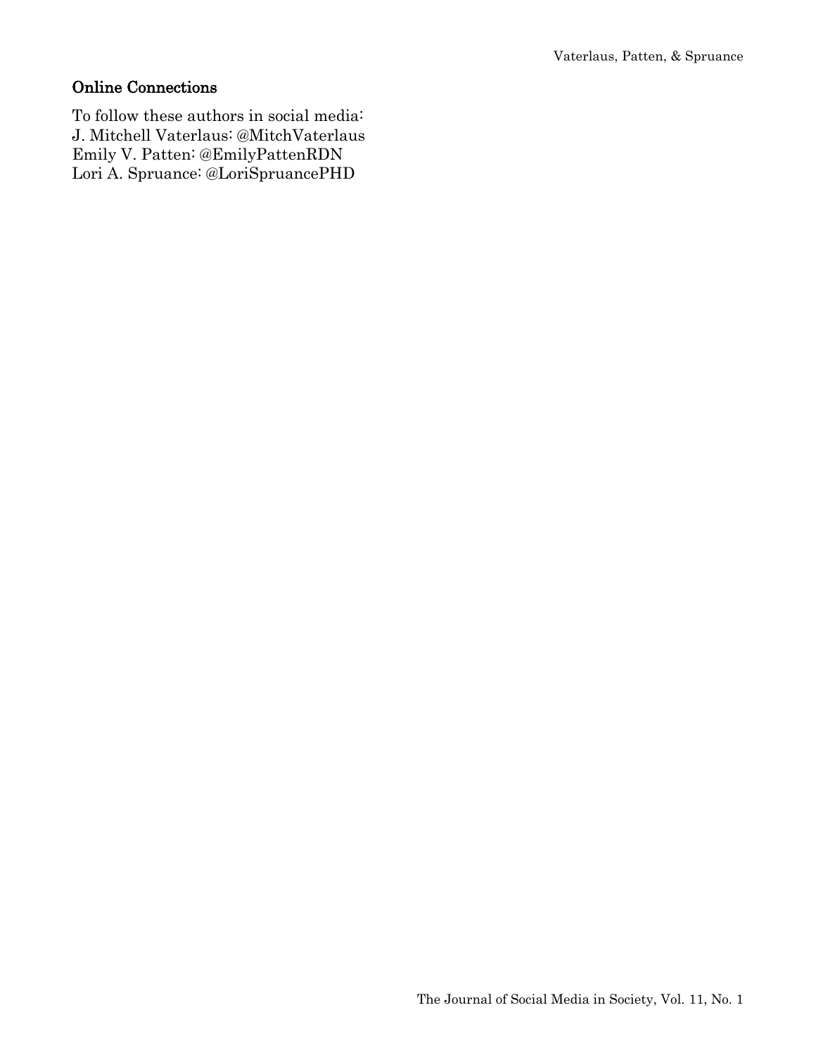## Online Connections

To follow these authors in social media:
J. Mitchell Vaterlaus: @MitchVaterlaus
Emily V. Patten: @EmilyPattenRDN
Lori A. Spruance: @LoriSpruancePHD